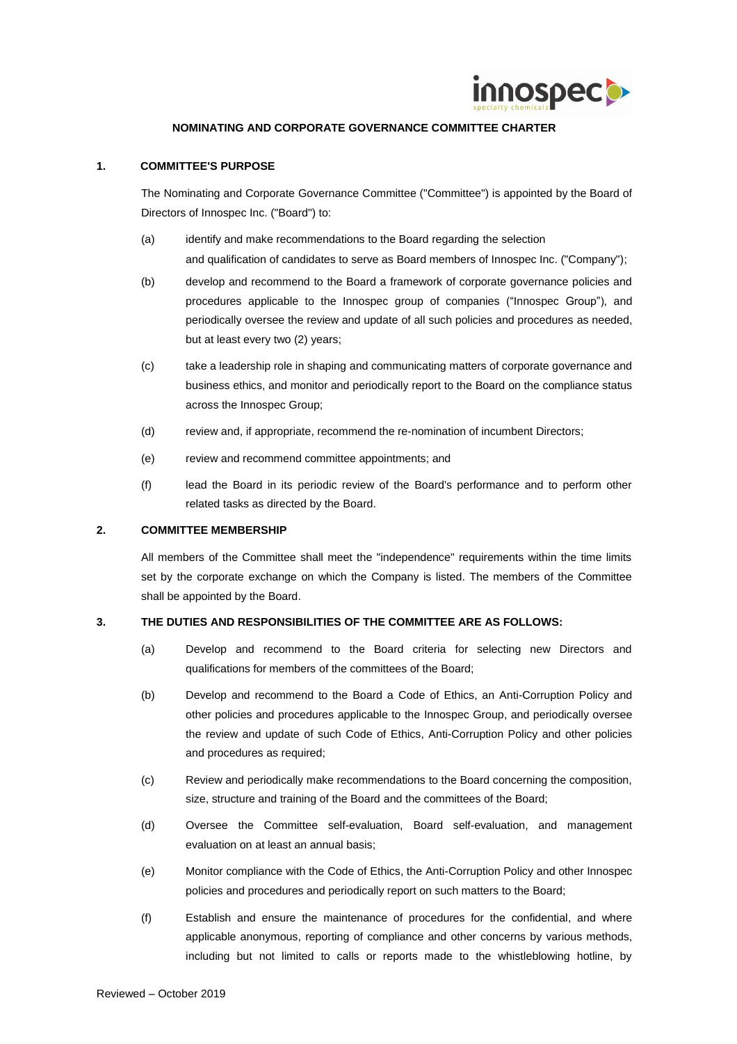**NOMINATING AND CORPORATE GOVERNANCE COMMITTEE CHARTER**

**1. COMMITTEE'S PURPOSE**

The Nominating and Corporate Governance Committee ("Committee") is appointed by the Board of Directors of Innospec Inc. ("Board") to:

(a) identify and make recommendations to the Board regarding the selection and qualification of candidates to serve as Board members of Innospec Inc. ("Company");

(b) develop and recommend to the Board a framework of corporate governance policies and procedures applicable to the Innospec group of companies ("Innospec Group"), and periodically oversee the review and update of all such policies and procedures as needed, but at least every two (2) years;

(c) take a leadership role in shaping and communicating matters of corporate governance and business ethics, and monitor and periodically report to the Board on the compliance status across the Innospec Group;

(d) review and, if appropriate, recommend the re-nomination of incumbent Directors;

(e) review and recommend committee appointments; and

(f) lead the Board in its periodic review of the Board's performance and to perform other related tasks as directed by the Board.

**2. COMMITTEE MEMBERSHIP**

All members of the Committee shall meet the "independence" requirements within the time limits set by the corporate exchange on which the Company is listed. The members of the Committee shall be appointed by the Board.

**3. THE DUTIES AND RESPONSIBILITIES OF THE COMMITTEE ARE AS FOLLOWS:**

(a) Develop and recommend to the Board criteria for selecting new Directors and qualifications for members of the committees of the Board;

(b) Develop and recommend to the Board a Code of Ethics, an Anti-Corruption Policy and other policies and procedures applicable to the Innospec Group, and periodically oversee the review and update of such Code of Ethics, Anti-Corruption Policy and other policies and procedures as required;

(c) Review and periodically make recommendations to the Board concerning the composition, size, structure and training of the Board and the committees of the Board;

(d) Oversee the Committee self-evaluation, Board self-evaluation, and management evaluation on at least an annual basis;

(e) Monitor compliance with the Code of Ethics, the Anti-Corruption Policy and other Innospec policies and procedures and periodically report on such matters to the Board;

(f) Establish and ensure the maintenance of procedures for the confidential, and where applicable anonymous, reporting of compliance and other concerns by various methods, including but not limited to calls or reports made to the whistleblowing hotline, by

Reviewed – October 2019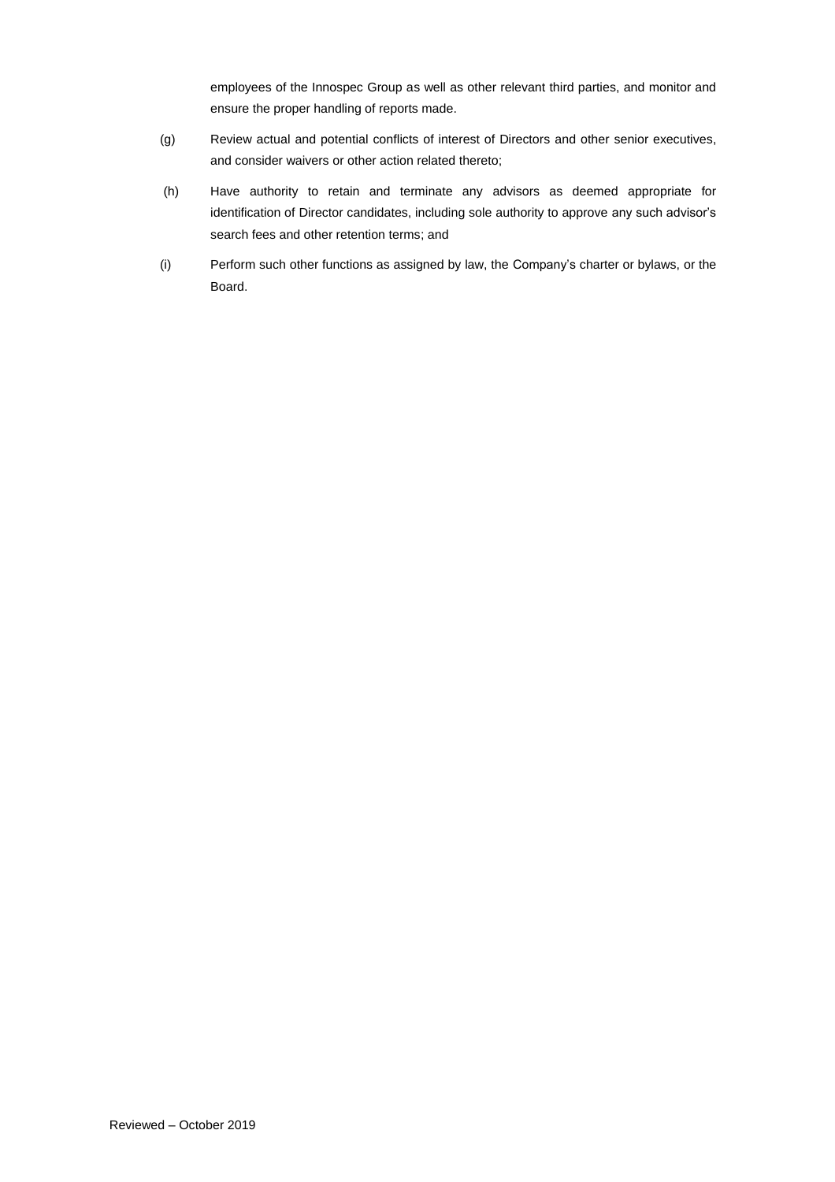employees of the Innospec Group as well as other relevant third parties, and monitor and ensure the proper handling of reports made.

(g) Review actual and potential conflicts of interest of Directors and other senior executives, and consider waivers or other action related thereto;

(h) Have authority to retain and terminate any advisors as deemed appropriate for identification of Director candidates, including sole authority to approve any such advisor's search fees and other retention terms; and

(i) Perform such other functions as assigned by law, the Company's charter or bylaws, or the Board.

Reviewed – October 2019